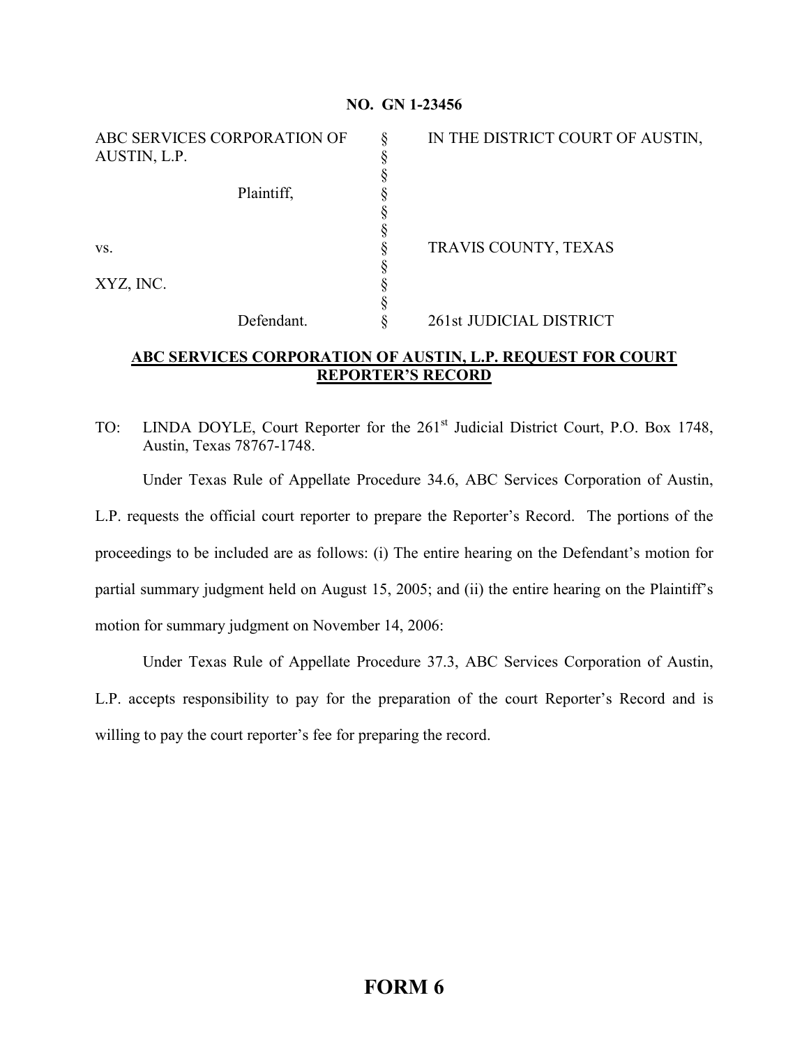**NO. GN 1-23456**

| | | |
|---|---|---|
| ABC SERVICES CORPORATION OF AUSTIN, L.P. | § | IN THE DISTRICT COURT OF AUSTIN, |
| | § | |
| Plaintiff, | § | |
| | § | |
| vs. | § | TRAVIS COUNTY, TEXAS |
| | § | |
| XYZ, INC. | § | |
| | § | |
| Defendant. | § | 261st JUDICIAL DISTRICT |

**ABC SERVICES CORPORATION OF AUSTIN, L.P. REQUEST FOR COURT REPORTER'S RECORD**

TO: LINDA DOYLE, Court Reporter for the 261st Judicial District Court, P.O. Box 1748, Austin, Texas 78767-1748.

Under Texas Rule of Appellate Procedure 34.6, ABC Services Corporation of Austin, L.P. requests the official court reporter to prepare the Reporter's Record. The portions of the proceedings to be included are as follows: (i) The entire hearing on the Defendant's motion for partial summary judgment held on August 15, 2005; and (ii) the entire hearing on the Plaintiff's motion for summary judgment on November 14, 2006:

Under Texas Rule of Appellate Procedure 37.3, ABC Services Corporation of Austin, L.P. accepts responsibility to pay for the preparation of the court Reporter's Record and is willing to pay the court reporter's fee for preparing the record.

**FORM 6**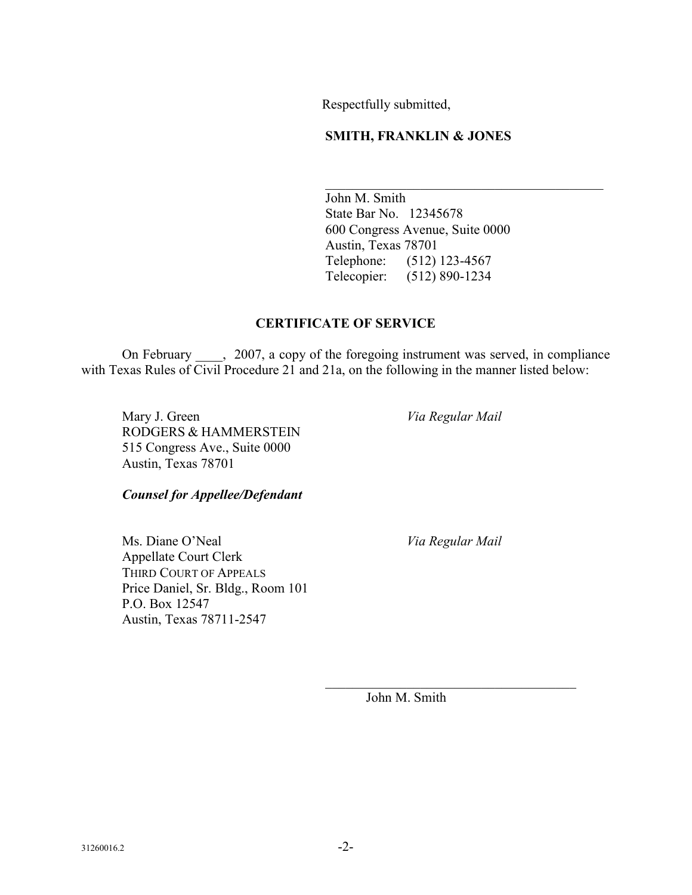Respectfully submitted,

**SMITH, FRANKLIN & JONES**

\_\_\_\_\_\_\_\_\_\_\_\_\_\_\_\_\_\_\_\_\_\_\_\_\_\_\_\_\_\_\_\_\_\_\_\_\_\_\_\_

John M. Smith
State Bar No. 12345678
600 Congress Avenue, Suite 0000
Austin, Texas 78701
Telephone: (512) 123-4567
Telecopier: (512) 890-1234

## CERTIFICATE OF SERVICE

On February ____, 2007, a copy of the foregoing instrument was served, in compliance with Texas Rules of Civil Procedure 21 and 21a, on the following in the manner listed below:

Mary J. Green
RODGERS & HAMMERSTEIN
515 Congress Ave., Suite 0000
Austin, Texas 78701

*Via Regular Mail*

***Counsel for Appellee/Defendant***

Ms. Diane O'Neal
Appellate Court Clerk
THIRD COURT OF APPEALS
Price Daniel, Sr. Bldg., Room 101
P.O. Box 12547
Austin, Texas 78711-2547

*Via Regular Mail*

\_\_\_\_\_\_\_\_\_\_\_\_\_\_\_\_\_\_\_\_\_\_\_\_\_\_\_\_\_\_\_\_\_\_\_\_\_\_\_\_

John M. Smith

31260016.2